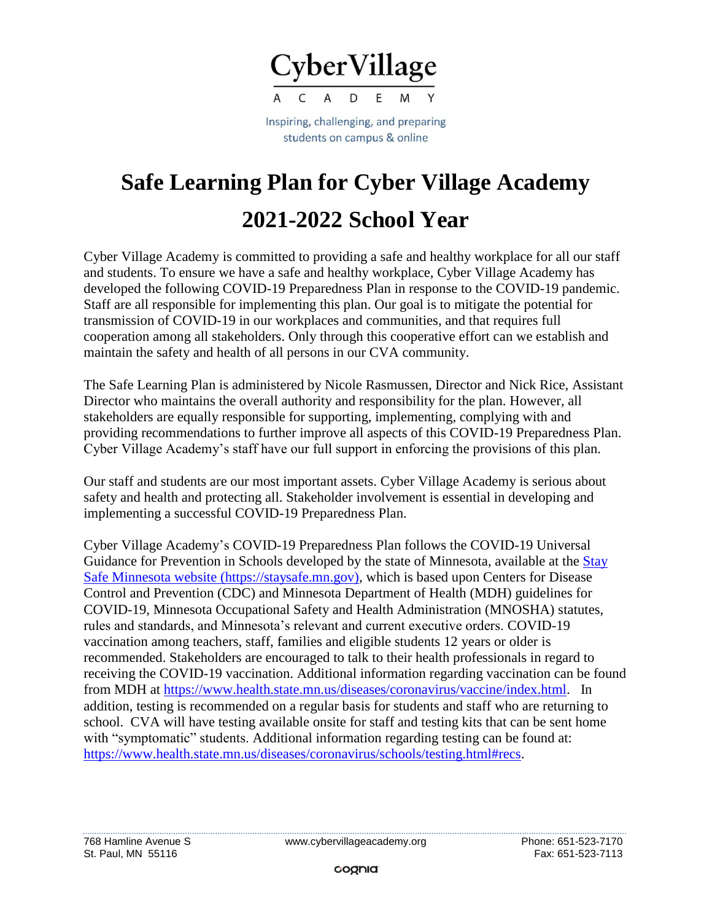CyberVillage

ACADEMY

Inspiring, challenging, and preparing students on campus & online

# Safe Learning Plan for Cyber Village Academy 2021-2022 School Year

Cyber Village Academy is committed to providing a safe and healthy workplace for all our staff and students. To ensure we have a safe and healthy workplace, Cyber Village Academy has developed the following COVID-19 Preparedness Plan in response to the COVID-19 pandemic. Staff are all responsible for implementing this plan. Our goal is to mitigate the potential for transmission of COVID-19 in our workplaces and communities, and that requires full cooperation among all stakeholders. Only through this cooperative effort can we establish and maintain the safety and health of all persons in our CVA community.

The Safe Learning Plan is administered by Nicole Rasmussen, Director and Nick Rice, Assistant Director who maintains the overall authority and responsibility for the plan. However, all stakeholders are equally responsible for supporting, implementing, complying with and providing recommendations to further improve all aspects of this COVID-19 Preparedness Plan. Cyber Village Academy's staff have our full support in enforcing the provisions of this plan.

Our staff and students are our most important assets. Cyber Village Academy is serious about safety and health and protecting all. Stakeholder involvement is essential in developing and implementing a successful COVID-19 Preparedness Plan.

Cyber Village Academy's COVID-19 Preparedness Plan follows the COVID-19 Universal Guidance for Prevention in Schools developed by the state of Minnesota, available at the [Stay Safe Minnesota website (https://staysafe.mn.gov)](https://staysafe.mn.gov), which is based upon Centers for Disease Control and Prevention (CDC) and Minnesota Department of Health (MDH) guidelines for COVID-19, Minnesota Occupational Safety and Health Administration (MNOSHA) statutes, rules and standards, and Minnesota's relevant and current executive orders. COVID-19 vaccination among teachers, staff, families and eligible students 12 years or older is recommended. Stakeholders are encouraged to talk to their health professionals in regard to receiving the COVID-19 vaccination. Additional information regarding vaccination can be found from MDH at https://www.health.state.mn.us/diseases/coronavirus/vaccine/index.html. In addition, testing is recommended on a regular basis for students and staff who are returning to school. CVA will have testing available onsite for staff and testing kits that can be sent home with "symptomatic" students. Additional information regarding testing can be found at: https://www.health.state.mn.us/diseases/coronavirus/schools/testing.html#recs.

768 Hamline Avenue S
St. Paul, MN 55116

www.cybervillageacademy.org

Phone: 651-523-7170
Fax: 651-523-7113

cognia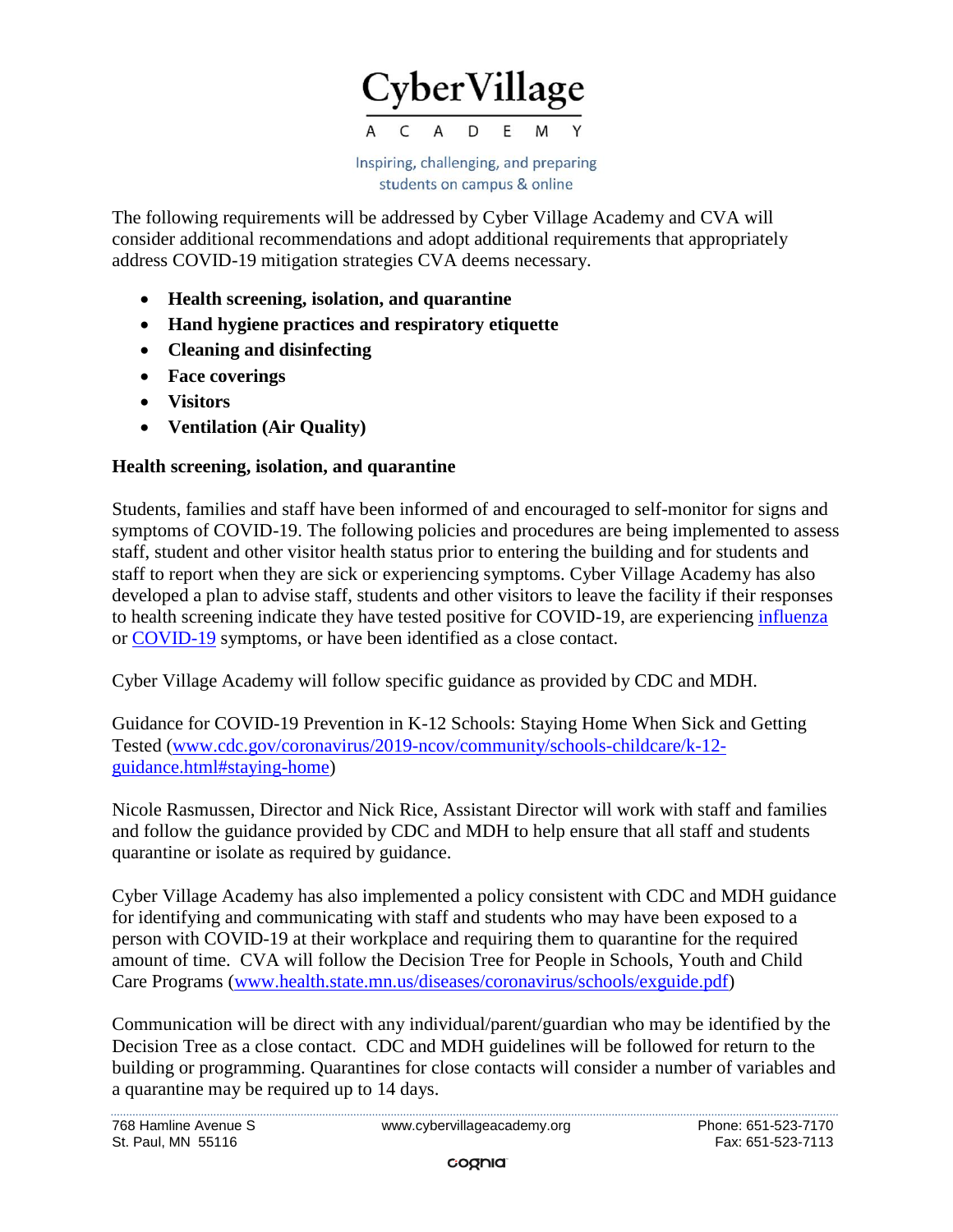# CyberVillage

ACADEMY

Inspiring, challenging, and preparing students on campus & online

The following requirements will be addressed by Cyber Village Academy and CVA will consider additional recommendations and adopt additional requirements that appropriately address COVID-19 mitigation strategies CVA deems necessary.

- **Health screening, isolation, and quarantine**
- **Hand hygiene practices and respiratory etiquette**
- **Cleaning and disinfecting**
- **Face coverings**
- **Visitors**
- **Ventilation (Air Quality)**

**Health screening, isolation, and quarantine**

Students, families and staff have been informed of and encouraged to self-monitor for signs and symptoms of COVID-19. The following policies and procedures are being implemented to assess staff, student and other visitor health status prior to entering the building and for students and staff to report when they are sick or experiencing symptoms. Cyber Village Academy has also developed a plan to advise staff, students and other visitors to leave the facility if their responses to health screening indicate they have tested positive for COVID-19, are experiencing influenza or COVID-19 symptoms, or have been identified as a close contact.

Cyber Village Academy will follow specific guidance as provided by CDC and MDH.

Guidance for COVID-19 Prevention in K-12 Schools: Staying Home When Sick and Getting Tested (www.cdc.gov/coronavirus/2019-ncov/community/schools-childcare/k-12-guidance.html#staying-home)

Nicole Rasmussen, Director and Nick Rice, Assistant Director will work with staff and families and follow the guidance provided by CDC and MDH to help ensure that all staff and students quarantine or isolate as required by guidance.

Cyber Village Academy has also implemented a policy consistent with CDC and MDH guidance for identifying and communicating with staff and students who may have been exposed to a person with COVID-19 at their workplace and requiring them to quarantine for the required amount of time. CVA will follow the Decision Tree for People in Schools, Youth and Child Care Programs (www.health.state.mn.us/diseases/coronavirus/schools/exguide.pdf)

Communication will be direct with any individual/parent/guardian who may be identified by the Decision Tree as a close contact. CDC and MDH guidelines will be followed for return to the building or programming. Quarantines for close contacts will consider a number of variables and a quarantine may be required up to 14 days.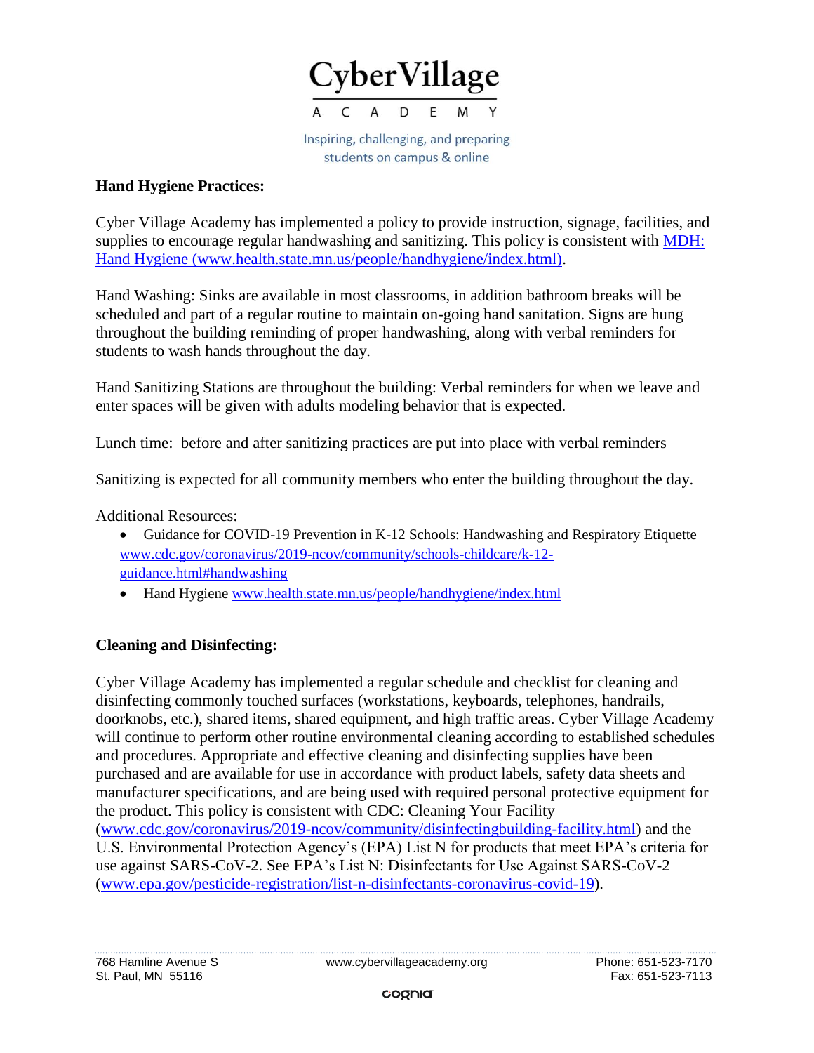**Hand Hygiene Practices:**

Cyber Village Academy has implemented a policy to provide instruction, signage, facilities, and supplies to encourage regular handwashing and sanitizing. This policy is consistent with [MDH: Hand Hygiene (www.health.state.mn.us/people/handhygiene/index.html)](www.health.state.mn.us/people/handhygiene/index.html).

Hand Washing: Sinks are available in most classrooms, in addition bathroom breaks will be scheduled and part of a regular routine to maintain on-going hand sanitation. Signs are hung throughout the building reminding of proper handwashing, along with verbal reminders for students to wash hands throughout the day.

Hand Sanitizing Stations are throughout the building: Verbal reminders for when we leave and enter spaces will be given with adults modeling behavior that is expected.

Lunch time: before and after sanitizing practices are put into place with verbal reminders

Sanitizing is expected for all community members who enter the building throughout the day.

Additional Resources:

- Guidance for COVID-19 Prevention in K-12 Schools: Handwashing and Respiratory Etiquette www.cdc.gov/coronavirus/2019-ncov/community/schools-childcare/k-12-guidance.html#handwashing
- Hand Hygiene www.health.state.mn.us/people/handhygiene/index.html

**Cleaning and Disinfecting:**

Cyber Village Academy has implemented a regular schedule and checklist for cleaning and disinfecting commonly touched surfaces (workstations, keyboards, telephones, handrails, doorknobs, etc.), shared items, shared equipment, and high traffic areas. Cyber Village Academy will continue to perform other routine environmental cleaning according to established schedules and procedures. Appropriate and effective cleaning and disinfecting supplies have been purchased and are available for use in accordance with product labels, safety data sheets and manufacturer specifications, and are being used with required personal protective equipment for the product. This policy is consistent with CDC: Cleaning Your Facility (www.cdc.gov/coronavirus/2019-ncov/community/disinfectingbuilding-facility.html) and the U.S. Environmental Protection Agency's (EPA) List N for products that meet EPA's criteria for use against SARS-CoV-2. See EPA's List N: Disinfectants for Use Against SARS-CoV-2 (www.epa.gov/pesticide-registration/list-n-disinfectants-coronavirus-covid-19).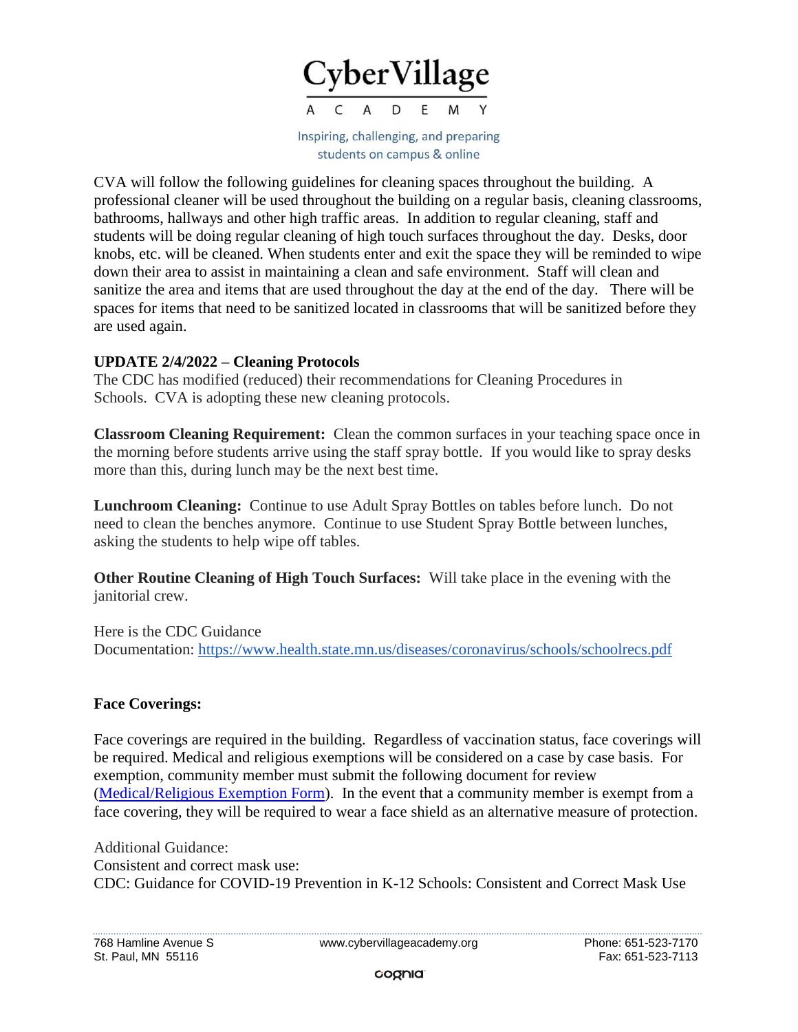CVA will follow the following guidelines for cleaning spaces throughout the building. A professional cleaner will be used throughout the building on a regular basis, cleaning classrooms, bathrooms, hallways and other high traffic areas. In addition to regular cleaning, staff and students will be doing regular cleaning of high touch surfaces throughout the day. Desks, door knobs, etc. will be cleaned. When students enter and exit the space they will be reminded to wipe down their area to assist in maintaining a clean and safe environment. Staff will clean and sanitize the area and items that are used throughout the day at the end of the day. There will be spaces for items that need to be sanitized located in classrooms that will be sanitized before they are used again.

**UPDATE 2/4/2022 – Cleaning Protocols**

The CDC has modified (reduced) their recommendations for Cleaning Procedures in Schools. CVA is adopting these new cleaning protocols.

**Classroom Cleaning Requirement:** Clean the common surfaces in your teaching space once in the morning before students arrive using the staff spray bottle. If you would like to spray desks more than this, during lunch may be the next best time.

**Lunchroom Cleaning:** Continue to use Adult Spray Bottles on tables before lunch. Do not need to clean the benches anymore. Continue to use Student Spray Bottle between lunches, asking the students to help wipe off tables.

**Other Routine Cleaning of High Touch Surfaces:** Will take place in the evening with the janitorial crew.

Here is the CDC Guidance Documentation: [https://www.health.state.mn.us/diseases/coronavirus/schools/schoolrecs.pdf](https://www.health.state.mn.us/diseases/coronavirus/schools/schoolrecs.pdf)

**Face Coverings:**

Face coverings are required in the building. Regardless of vaccination status, face coverings will be required. Medical and religious exemptions will be considered on a case by case basis. For exemption, community member must submit the following document for review (Medical/Religious Exemption Form). In the event that a community member is exempt from a face covering, they will be required to wear a face shield as an alternative measure of protection.

Additional Guidance:
Consistent and correct mask use:
CDC: Guidance for COVID-19 Prevention in K-12 Schools: Consistent and Correct Mask Use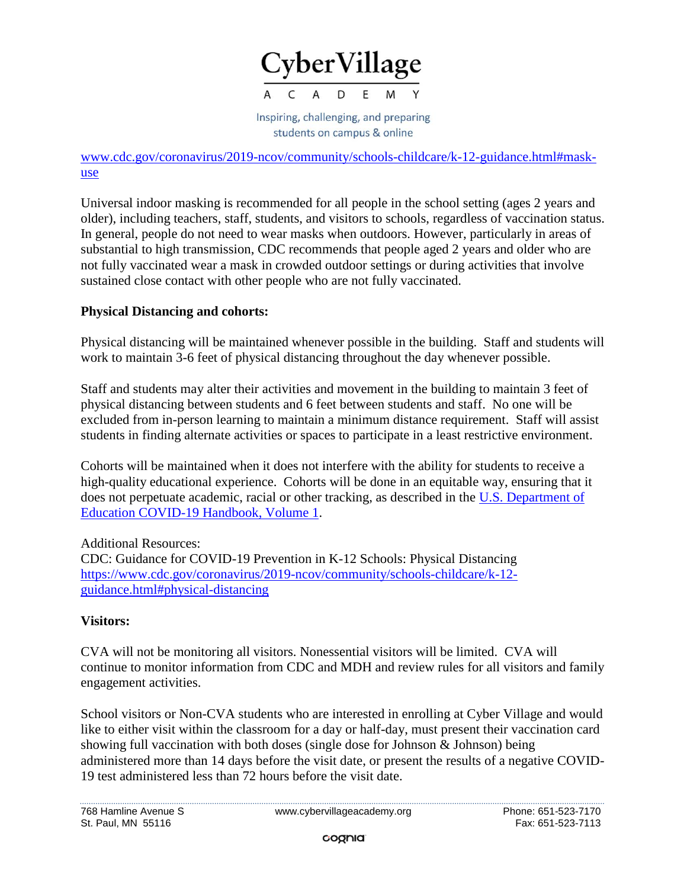www.cdc.gov/coronavirus/2019-ncov/community/schools-childcare/k-12-guidance.html#mask-use

Universal indoor masking is recommended for all people in the school setting (ages 2 years and older), including teachers, staff, students, and visitors to schools, regardless of vaccination status. In general, people do not need to wear masks when outdoors. However, particularly in areas of substantial to high transmission, CDC recommends that people aged 2 years and older who are not fully vaccinated wear a mask in crowded outdoor settings or during activities that involve sustained close contact with other people who are not fully vaccinated.

**Physical Distancing and cohorts:**

Physical distancing will be maintained whenever possible in the building. Staff and students will work to maintain 3-6 feet of physical distancing throughout the day whenever possible.

Staff and students may alter their activities and movement in the building to maintain 3 feet of physical distancing between students and 6 feet between students and staff. No one will be excluded from in-person learning to maintain a minimum distance requirement. Staff will assist students in finding alternate activities or spaces to participate in a least restrictive environment.

Cohorts will be maintained when it does not interfere with the ability for students to receive a high-quality educational experience. Cohorts will be done in an equitable way, ensuring that it does not perpetuate academic, racial or other tracking, as described in the U.S. Department of Education COVID-19 Handbook, Volume 1.

Additional Resources:
CDC: Guidance for COVID-19 Prevention in K-12 Schools: Physical Distancing
https://www.cdc.gov/coronavirus/2019-ncov/community/schools-childcare/k-12-guidance.html#physical-distancing

**Visitors:**

CVA will not be monitoring all visitors. Nonessential visitors will be limited. CVA will continue to monitor information from CDC and MDH and review rules for all visitors and family engagement activities.

School visitors or Non-CVA students who are interested in enrolling at Cyber Village and would like to either visit within the classroom for a day or half-day, must present their vaccination card showing full vaccination with both doses (single dose for Johnson & Johnson) being administered more than 14 days before the visit date, or present the results of a negative COVID-19 test administered less than 72 hours before the visit date.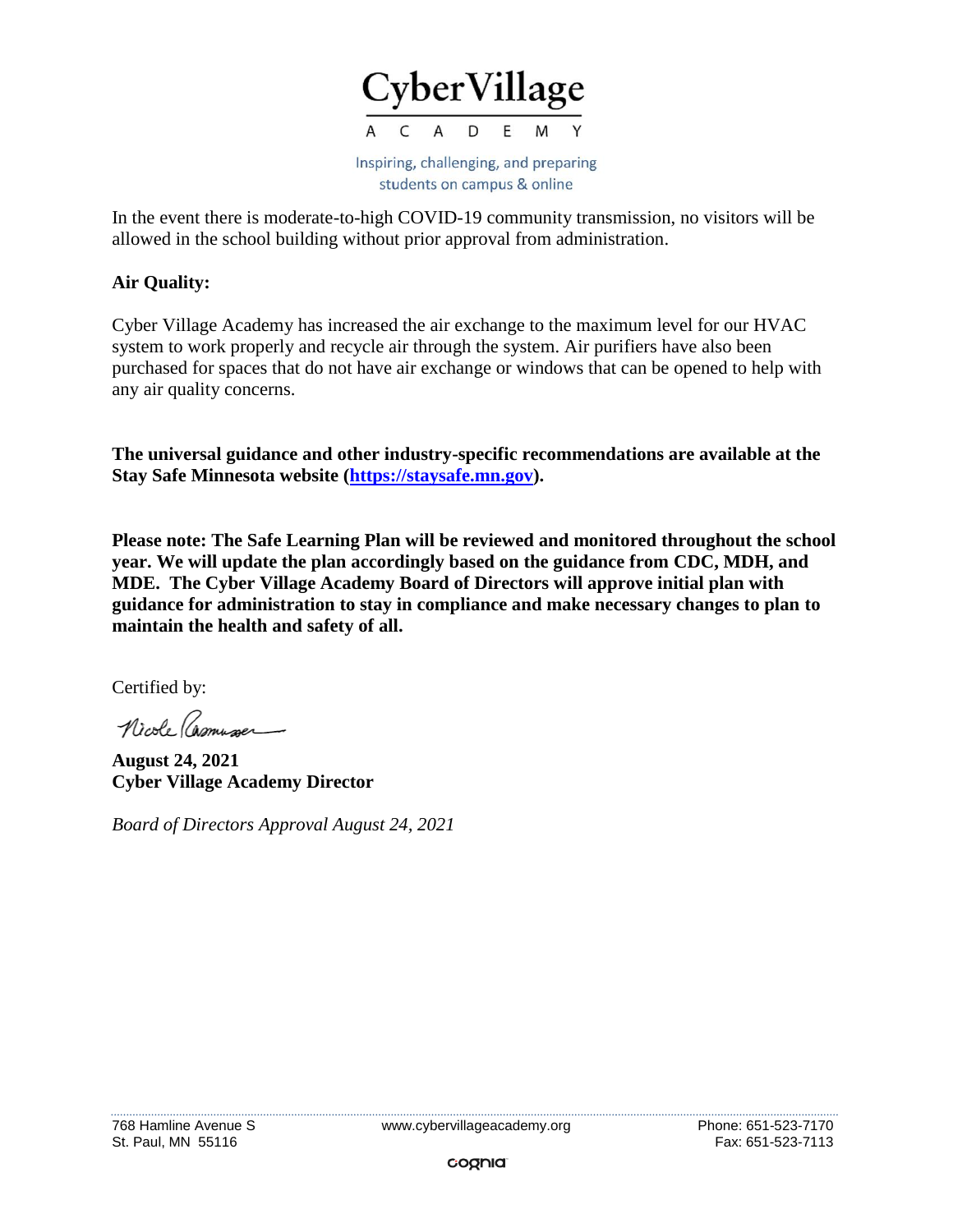In the event there is moderate-to-high COVID-19 community transmission, no visitors will be allowed in the school building without prior approval from administration.

**Air Quality:**

Cyber Village Academy has increased the air exchange to the maximum level for our HVAC system to work properly and recycle air through the system. Air purifiers have also been purchased for spaces that do not have air exchange or windows that can be opened to help with any air quality concerns.

**The universal guidance and other industry-specific recommendations are available at the Stay Safe Minnesota website ([https://staysafe.mn.gov](https://staysafe.mn.gov)).**

**Please note: The Safe Learning Plan will be reviewed and monitored throughout the school year. We will update the plan accordingly based on the guidance from CDC, MDH, and MDE. The Cyber Village Academy Board of Directors will approve initial plan with guidance for administration to stay in compliance and make necessary changes to plan to maintain the health and safety of all.**

Certified by:

Nicole Rasmussen

**August 24, 2021**
**Cyber Village Academy Director**

*Board of Directors Approval August 24, 2021*